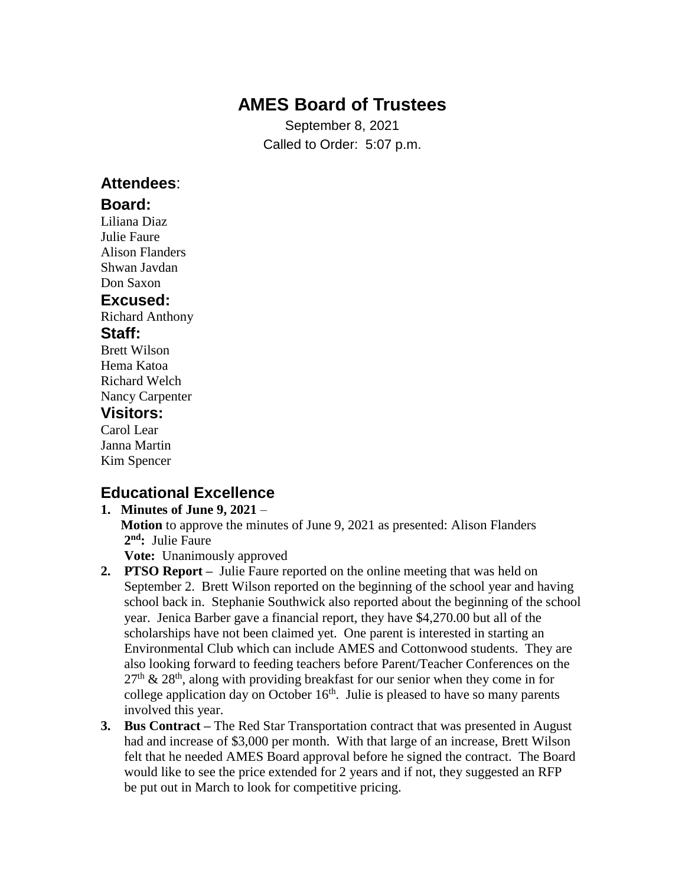# AMES Board of Trustees

September 8, 2021

Called to Order: 5:07 p.m.

## Attendees:

### Board:

Liliana Diaz
Julie Faure
Alison Flanders
Shwan Javdan
Don Saxon

### Excused:

Richard Anthony

### Staff:

Brett Wilson
Hema Katoa
Richard Welch
Nancy Carpenter

### Visitors:

Carol Lear
Janna Martin
Kim Spencer

## Educational Excellence

1. **Minutes of June 9, 2021** –
   **Motion** to approve the minutes of June 9, 2021 as presented: Alison Flanders
   **2nd:** Julie Faure
   **Vote:** Unanimously approved
2. **PTSO Report –** Julie Faure reported on the online meeting that was held on September 2. Brett Wilson reported on the beginning of the school year and having school back in. Stephanie Southwick also reported about the beginning of the school year. Jenica Barber gave a financial report, they have $4,270.00 but all of the scholarships have not been claimed yet. One parent is interested in starting an Environmental Club which can include AMES and Cottonwood students. They are also looking forward to feeding teachers before Parent/Teacher Conferences on the 27th & 28th, along with providing breakfast for our senior when they come in for college application day on October 16th. Julie is pleased to have so many parents involved this year.
3. **Bus Contract –** The Red Star Transportation contract that was presented in August had and increase of $3,000 per month. With that large of an increase, Brett Wilson felt that he needed AMES Board approval before he signed the contract. The Board would like to see the price extended for 2 years and if not, they suggested an RFP be put out in March to look for competitive pricing.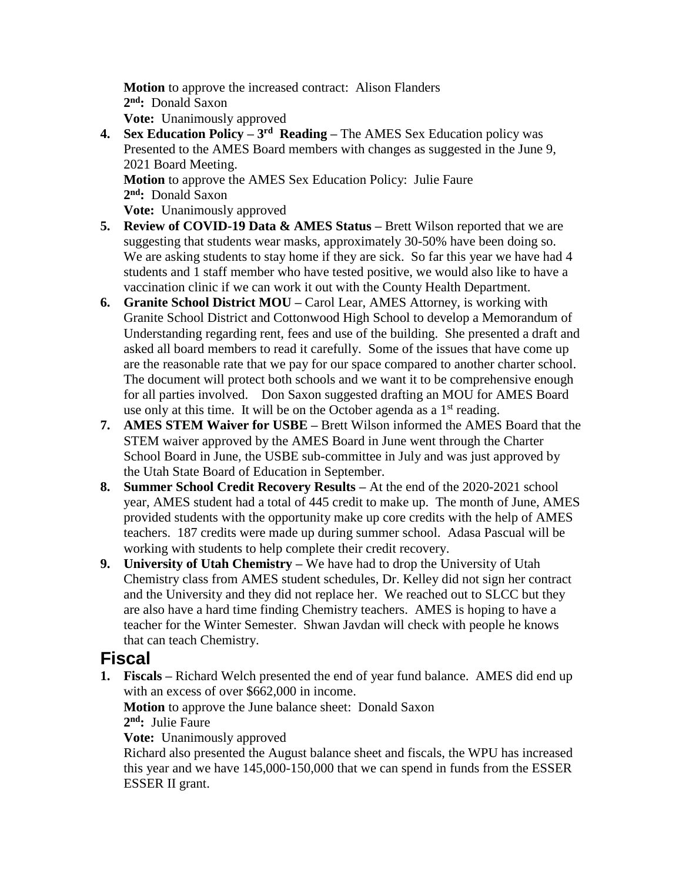**Motion** to approve the increased contract: Alison Flanders
**2nd:** Donald Saxon
**Vote:** Unanimously approved

4. **Sex Education Policy – 3rd Reading –** The AMES Sex Education policy was Presented to the AMES Board members with changes as suggested in the June 9, 2021 Board Meeting.
   **Motion** to approve the AMES Sex Education Policy: Julie Faure
   **2nd:** Donald Saxon
   **Vote:** Unanimously approved
5. **Review of COVID-19 Data & AMES Status –** Brett Wilson reported that we are suggesting that students wear masks, approximately 30-50% have been doing so. We are asking students to stay home if they are sick. So far this year we have had 4 students and 1 staff member who have tested positive, we would also like to have a vaccination clinic if we can work it out with the County Health Department.
6. **Granite School District MOU –** Carol Lear, AMES Attorney, is working with Granite School District and Cottonwood High School to develop a Memorandum of Understanding regarding rent, fees and use of the building. She presented a draft and asked all board members to read it carefully. Some of the issues that have come up are the reasonable rate that we pay for our space compared to another charter school. The document will protect both schools and we want it to be comprehensive enough for all parties involved. Don Saxon suggested drafting an MOU for AMES Board use only at this time. It will be on the October agenda as a 1st reading.
7. **AMES STEM Waiver for USBE –** Brett Wilson informed the AMES Board that the STEM waiver approved by the AMES Board in June went through the Charter School Board in June, the USBE sub-committee in July and was just approved by the Utah State Board of Education in September.
8. **Summer School Credit Recovery Results –** At the end of the 2020-2021 school year, AMES student had a total of 445 credit to make up. The month of June, AMES provided students with the opportunity make up core credits with the help of AMES teachers. 187 credits were made up during summer school. Adasa Pascual will be working with students to help complete their credit recovery.
9. **University of Utah Chemistry –** We have had to drop the University of Utah Chemistry class from AMES student schedules, Dr. Kelley did not sign her contract and the University and they did not replace her. We reached out to SLCC but they are also have a hard time finding Chemistry teachers. AMES is hoping to have a teacher for the Winter Semester. Shwan Javdan will check with people he knows that can teach Chemistry.

## Fiscal

1. **Fiscals –** Richard Welch presented the end of year fund balance. AMES did end up with an excess of over $662,000 in income.
   **Motion** to approve the June balance sheet: Donald Saxon
   **2nd:** Julie Faure
   **Vote:** Unanimously approved
   Richard also presented the August balance sheet and fiscals, the WPU has increased this year and we have 145,000-150,000 that we can spend in funds from the ESSER ESSER II grant.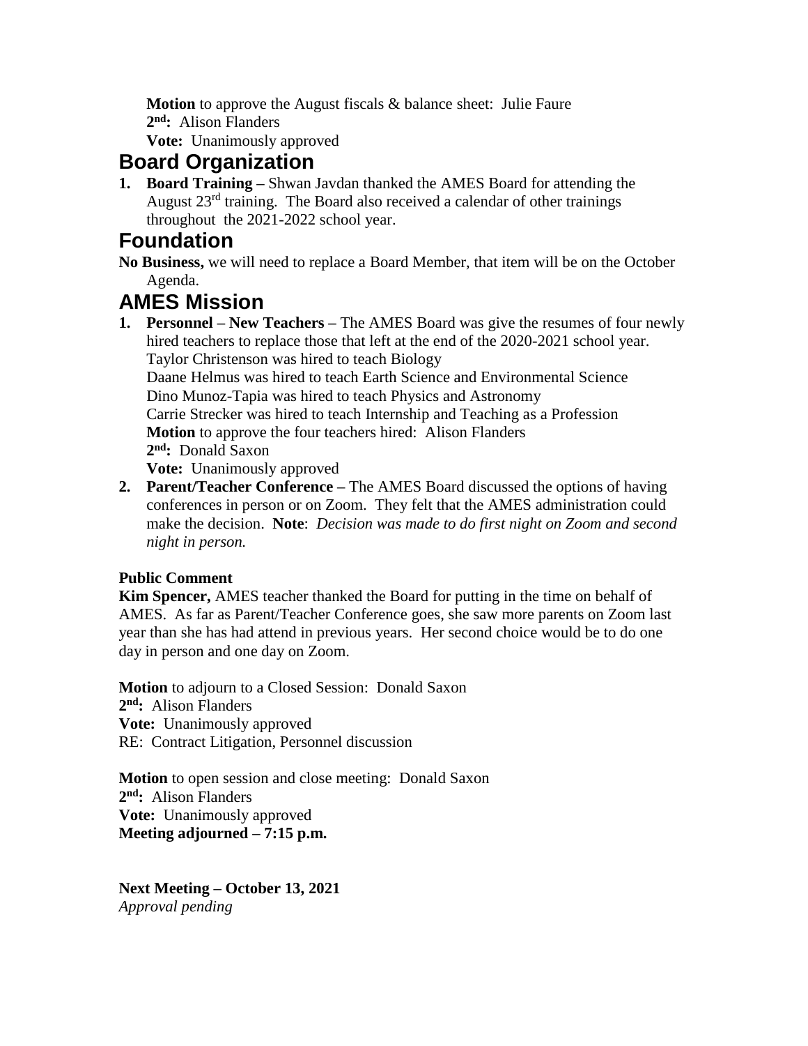**Motion** to approve the August fiscals & balance sheet: Julie Faure
**2nd:** Alison Flanders
**Vote:** Unanimously approved

## Board Organization

1. **Board Training –** Shwan Javdan thanked the AMES Board for attending the August 23rd training. The Board also received a calendar of other trainings throughout the 2021-2022 school year.

## Foundation

**No Business,** we will need to replace a Board Member, that item will be on the October Agenda.

## AMES Mission

1. **Personnel – New Teachers –** The AMES Board was give the resumes of four newly hired teachers to replace those that left at the end of the 2020-2021 school year.
   Taylor Christenson was hired to teach Biology
   Daane Helmus was hired to teach Earth Science and Environmental Science
   Dino Munoz-Tapia was hired to teach Physics and Astronomy
   Carrie Strecker was hired to teach Internship and Teaching as a Profession
   **Motion** to approve the four teachers hired: Alison Flanders
   **2nd:** Donald Saxon
   **Vote:** Unanimously approved
2. **Parent/Teacher Conference –** The AMES Board discussed the options of having conferences in person or on Zoom. They felt that the AMES administration could make the decision. **Note**: *Decision was made to do first night on Zoom and second night in person.*

**Public Comment**
**Kim Spencer,** AMES teacher thanked the Board for putting in the time on behalf of AMES. As far as Parent/Teacher Conference goes, she saw more parents on Zoom last year than she has had attend in previous years. Her second choice would be to do one day in person and one day on Zoom.

**Motion** to adjourn to a Closed Session: Donald Saxon
**2nd:** Alison Flanders
**Vote:** Unanimously approved
RE: Contract Litigation, Personnel discussion

**Motion** to open session and close meeting: Donald Saxon
**2nd:** Alison Flanders
**Vote:** Unanimously approved
**Meeting adjourned – 7:15 p.m.**

**Next Meeting – October 13, 2021**
*Approval pending*